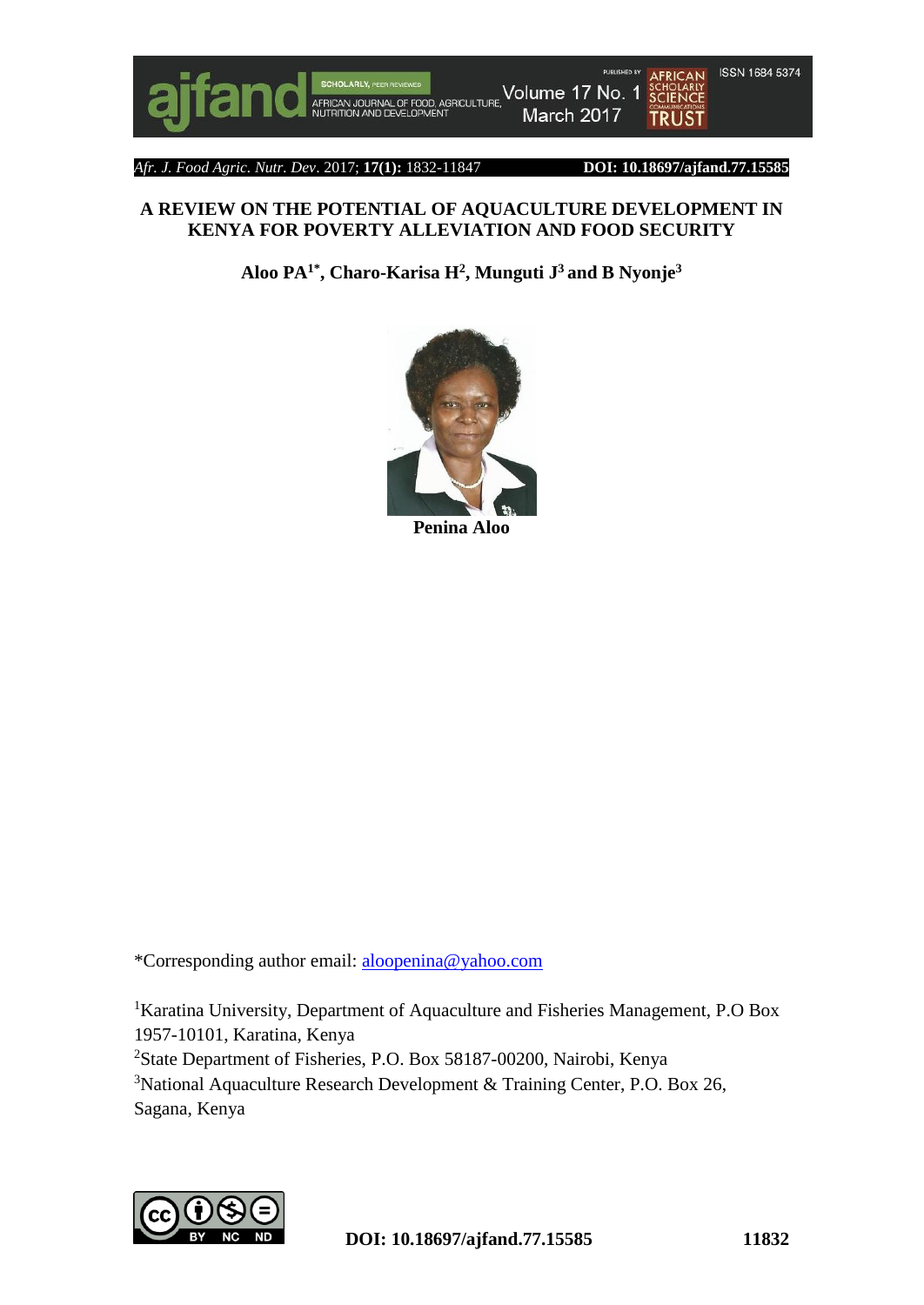# A REVIEW ON THE POTENTIAL OF AQUACULTURE DEVELOPMENT IN KENYA FOR POVERTY ALLEVIATION AND FOOD SECURITY

**Aloo PA[1*], Charo-Karisa H[2], Munguti J[3] and B Nyonje[3]**

**Penina Aloo**

*Corresponding author email: aloopenina@yahoo.com

[1]Karatina University, Department of Aquaculture and Fisheries Management, P.O Box 1957-10101, Karatina, Kenya

[2]State Department of Fisheries, P.O. Box 58187-00200, Nairobi, Kenya

[3]National Aquaculture Research Development & Training Center, P.O. Box 26, Sagana, Kenya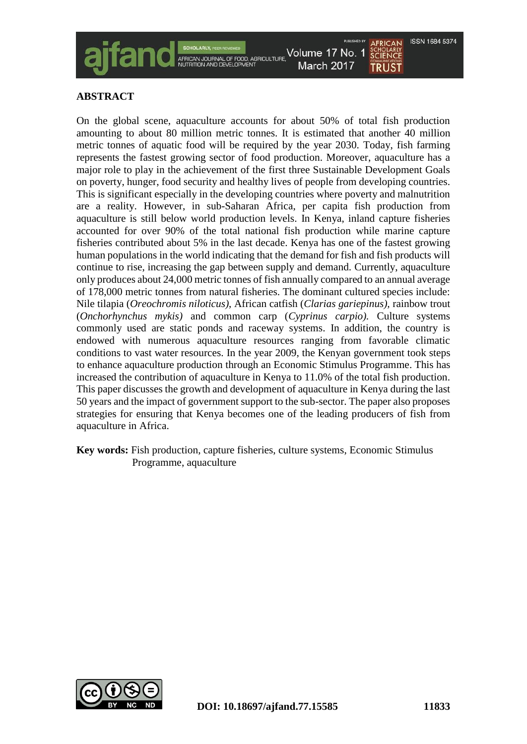## ABSTRACT

On the global scene, aquaculture accounts for about 50% of total fish production amounting to about 80 million metric tonnes. It is estimated that another 40 million metric tonnes of aquatic food will be required by the year 2030. Today, fish farming represents the fastest growing sector of food production. Moreover, aquaculture has a major role to play in the achievement of the first three Sustainable Development Goals on poverty, hunger, food security and healthy lives of people from developing countries. This is significant especially in the developing countries where poverty and malnutrition are a reality. However, in sub-Saharan Africa, per capita fish production from aquaculture is still below world production levels. In Kenya, inland capture fisheries accounted for over 90% of the total national fish production while marine capture fisheries contributed about 5% in the last decade. Kenya has one of the fastest growing human populations in the world indicating that the demand for fish and fish products will continue to rise, increasing the gap between supply and demand. Currently, aquaculture only produces about 24,000 metric tonnes of fish annually compared to an annual average of 178,000 metric tonnes from natural fisheries. The dominant cultured species include: Nile tilapia (*Oreochromis niloticus)*, African catfish (*Clarias gariepinus)*, rainbow trout (*Onchorhynchus mykis)* and common carp (*Cyprinus carpio).* Culture systems commonly used are static ponds and raceway systems. In addition, the country is endowed with numerous aquaculture resources ranging from favorable climatic conditions to vast water resources. In the year 2009, the Kenyan government took steps to enhance aquaculture production through an Economic Stimulus Programme. This has increased the contribution of aquaculture in Kenya to 11.0% of the total fish production. This paper discusses the growth and development of aquaculture in Kenya during the last 50 years and the impact of government support to the sub-sector. The paper also proposes strategies for ensuring that Kenya becomes one of the leading producers of fish from aquaculture in Africa.

**Key words:** Fish production, capture fisheries, culture systems, Economic Stimulus Programme, aquaculture

DOI: 10.18697/ajfand.77.15585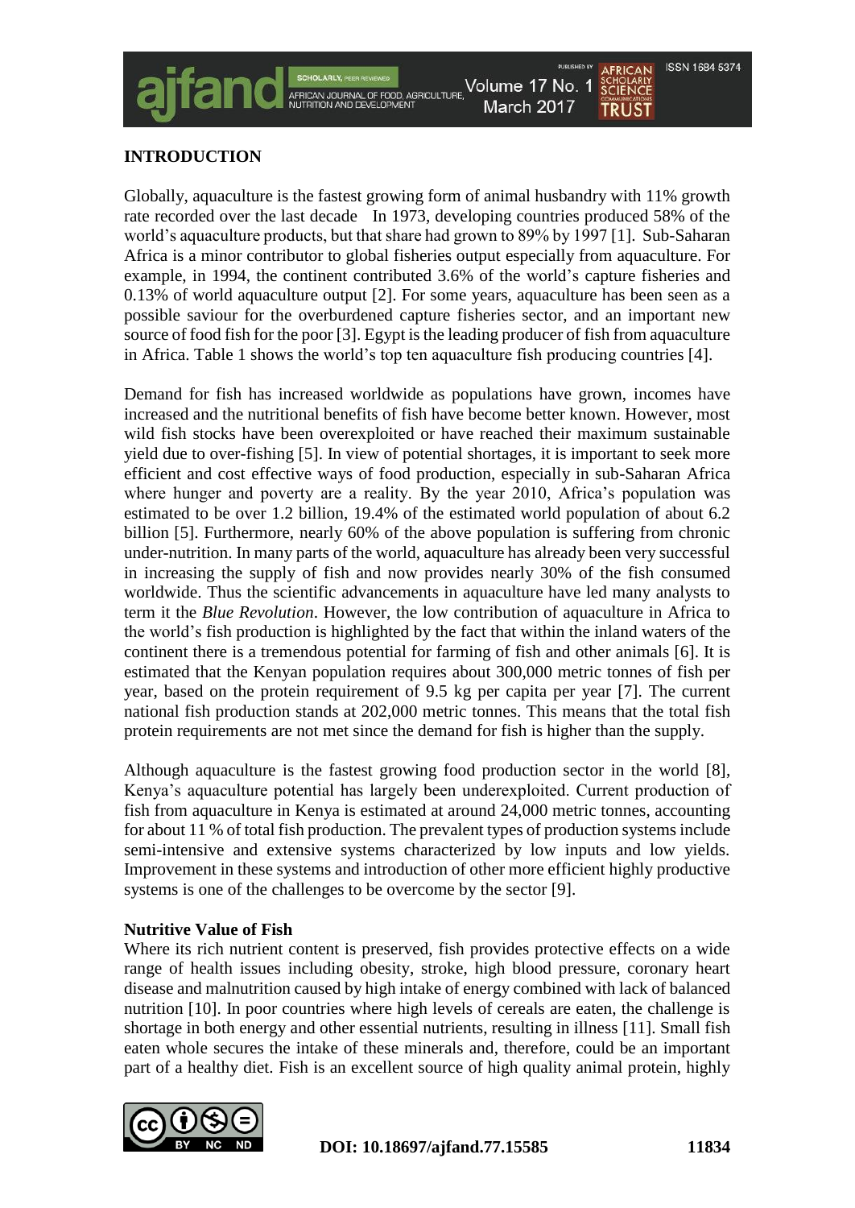## INTRODUCTION

Globally, aquaculture is the fastest growing form of animal husbandry with 11% growth rate recorded over the last decade In 1973, developing countries produced 58% of the world's aquaculture products, but that share had grown to 89% by 1997 [1]. Sub-Saharan Africa is a minor contributor to global fisheries output especially from aquaculture. For example, in 1994, the continent contributed 3.6% of the world's capture fisheries and 0.13% of world aquaculture output [2]. For some years, aquaculture has been seen as a possible saviour for the overburdened capture fisheries sector, and an important new source of food fish for the poor [3]. Egypt is the leading producer of fish from aquaculture in Africa. Table 1 shows the world's top ten aquaculture fish producing countries [4].

Demand for fish has increased worldwide as populations have grown, incomes have increased and the nutritional benefits of fish have become better known. However, most wild fish stocks have been overexploited or have reached their maximum sustainable yield due to over-fishing [5]. In view of potential shortages, it is important to seek more efficient and cost effective ways of food production, especially in sub-Saharan Africa where hunger and poverty are a reality. By the year 2010, Africa's population was estimated to be over 1.2 billion, 19.4% of the estimated world population of about 6.2 billion [5]. Furthermore, nearly 60% of the above population is suffering from chronic under-nutrition. In many parts of the world, aquaculture has already been very successful in increasing the supply of fish and now provides nearly 30% of the fish consumed worldwide. Thus the scientific advancements in aquaculture have led many analysts to term it the *Blue Revolution*. However, the low contribution of aquaculture in Africa to the world's fish production is highlighted by the fact that within the inland waters of the continent there is a tremendous potential for farming of fish and other animals [6]. It is estimated that the Kenyan population requires about 300,000 metric tonnes of fish per year, based on the protein requirement of 9.5 kg per capita per year [7]. The current national fish production stands at 202,000 metric tonnes. This means that the total fish protein requirements are not met since the demand for fish is higher than the supply.

Although aquaculture is the fastest growing food production sector in the world [8], Kenya's aquaculture potential has largely been underexploited. Current production of fish from aquaculture in Kenya is estimated at around 24,000 metric tonnes, accounting for about 11 % of total fish production. The prevalent types of production systems include semi-intensive and extensive systems characterized by low inputs and low yields. Improvement in these systems and introduction of other more efficient highly productive systems is one of the challenges to be overcome by the sector [9].

### Nutritive Value of Fish

Where its rich nutrient content is preserved, fish provides protective effects on a wide range of health issues including obesity, stroke, high blood pressure, coronary heart disease and malnutrition caused by high intake of energy combined with lack of balanced nutrition [10]. In poor countries where high levels of cereals are eaten, the challenge is shortage in both energy and other essential nutrients, resulting in illness [11]. Small fish eaten whole secures the intake of these minerals and, therefore, could be an important part of a healthy diet. Fish is an excellent source of high quality animal protein, highly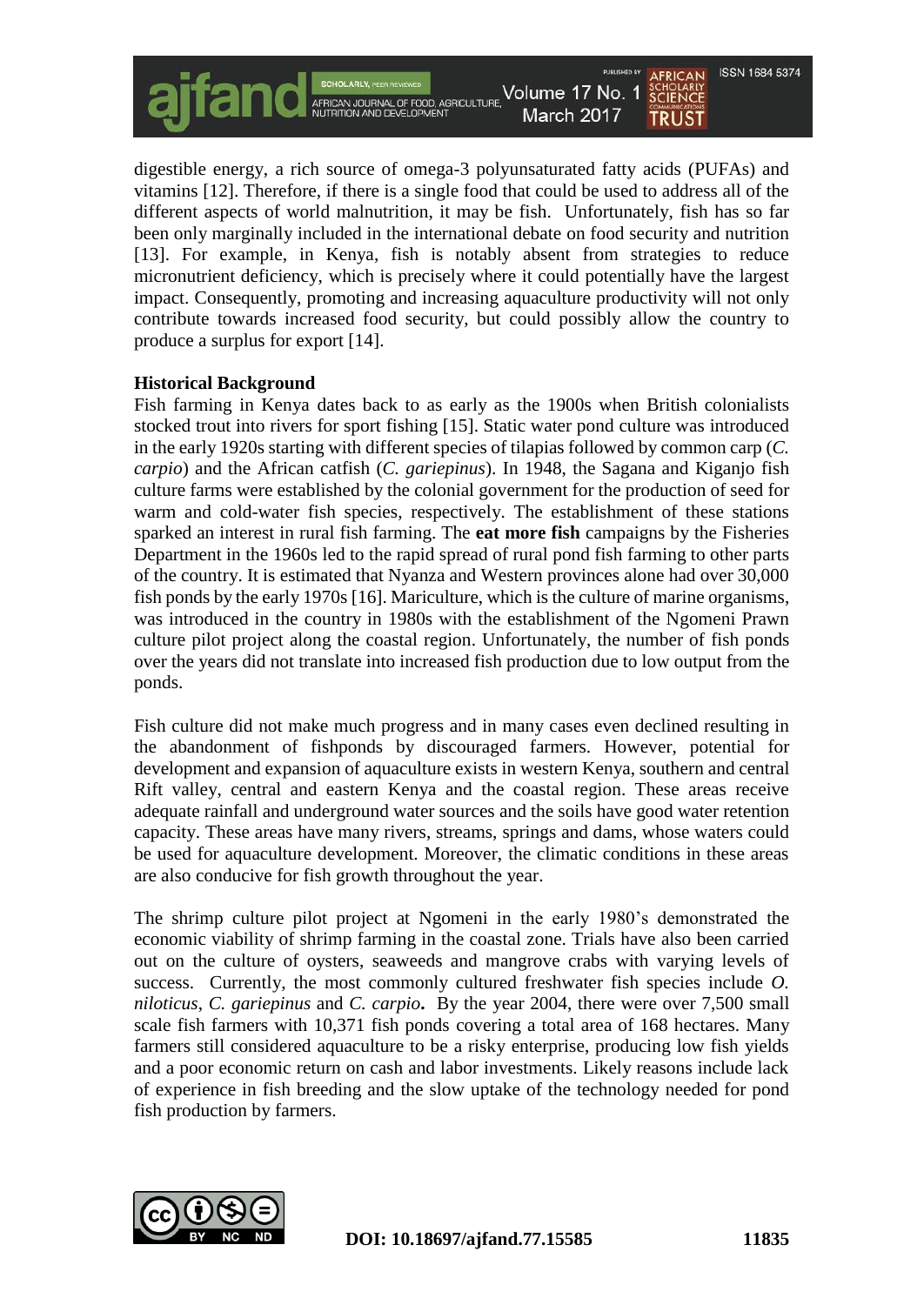digestible energy, a rich source of omega-3 polyunsaturated fatty acids (PUFAs) and vitamins [12]. Therefore, if there is a single food that could be used to address all of the different aspects of world malnutrition, it may be fish. Unfortunately, fish has so far been only marginally included in the international debate on food security and nutrition [13]. For example, in Kenya, fish is notably absent from strategies to reduce micronutrient deficiency, which is precisely where it could potentially have the largest impact. Consequently, promoting and increasing aquaculture productivity will not only contribute towards increased food security, but could possibly allow the country to produce a surplus for export [14].

**Historical Background**

Fish farming in Kenya dates back to as early as the 1900s when British colonialists stocked trout into rivers for sport fishing [15]. Static water pond culture was introduced in the early 1920s starting with different species of tilapias followed by common carp (*C. carpio*) and the African catfish (*C. gariepinus*). In 1948, the Sagana and Kiganjo fish culture farms were established by the colonial government for the production of seed for warm and cold-water fish species, respectively. The establishment of these stations sparked an interest in rural fish farming. The **eat more fish** campaigns by the Fisheries Department in the 1960s led to the rapid spread of rural pond fish farming to other parts of the country. It is estimated that Nyanza and Western provinces alone had over 30,000 fish ponds by the early 1970s [16]. Mariculture, which is the culture of marine organisms, was introduced in the country in 1980s with the establishment of the Ngomeni Prawn culture pilot project along the coastal region. Unfortunately, the number of fish ponds over the years did not translate into increased fish production due to low output from the ponds.

Fish culture did not make much progress and in many cases even declined resulting in the abandonment of fishponds by discouraged farmers. However, potential for development and expansion of aquaculture exists in western Kenya, southern and central Rift valley, central and eastern Kenya and the coastal region. These areas receive adequate rainfall and underground water sources and the soils have good water retention capacity. These areas have many rivers, streams, springs and dams, whose waters could be used for aquaculture development. Moreover, the climatic conditions in these areas are also conducive for fish growth throughout the year.

The shrimp culture pilot project at Ngomeni in the early 1980's demonstrated the economic viability of shrimp farming in the coastal zone. Trials have also been carried out on the culture of oysters, seaweeds and mangrove crabs with varying levels of success. Currently, the most commonly cultured freshwater fish species include *O. niloticus*, *C. gariepinus* and *C. carpio*. By the year 2004, there were over 7,500 small scale fish farmers with 10,371 fish ponds covering a total area of 168 hectares. Many farmers still considered aquaculture to be a risky enterprise, producing low fish yields and a poor economic return on cash and labor investments. Likely reasons include lack of experience in fish breeding and the slow uptake of the technology needed for pond fish production by farmers.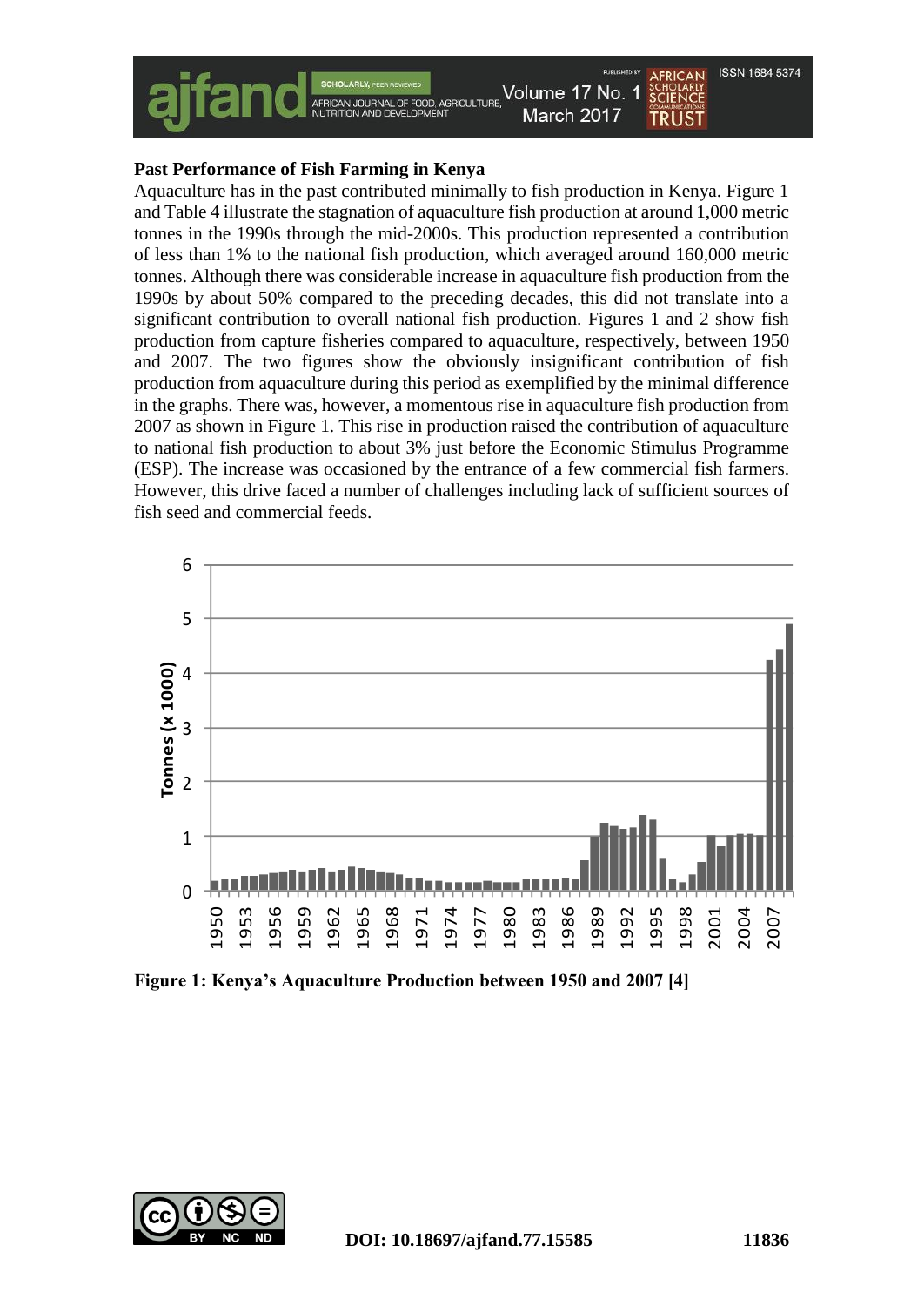**Past Performance of Fish Farming in Kenya**

Aquaculture has in the past contributed minimally to fish production in Kenya. Figure 1 and Table 4 illustrate the stagnation of aquaculture fish production at around 1,000 metric tonnes in the 1990s through the mid-2000s. This production represented a contribution of less than 1% to the national fish production, which averaged around 160,000 metric tonnes. Although there was considerable increase in aquaculture fish production from the 1990s by about 50% compared to the preceding decades, this did not translate into a significant contribution to overall national fish production. Figures 1 and 2 show fish production from capture fisheries compared to aquaculture, respectively, between 1950 and 2007. The two figures show the obviously insignificant contribution of fish production from aquaculture during this period as exemplified by the minimal difference in the graphs. There was, however, a momentous rise in aquaculture fish production from 2007 as shown in Figure 1. This rise in production raised the contribution of aquaculture to national fish production to about 3% just before the Economic Stimulus Programme (ESP). The increase was occasioned by the entrance of a few commercial fish farmers. However, this drive faced a number of challenges including lack of sufficient sources of fish seed and commercial feeds.

**Figure 1: Kenya's Aquaculture Production between 1950 and 2007 [4]**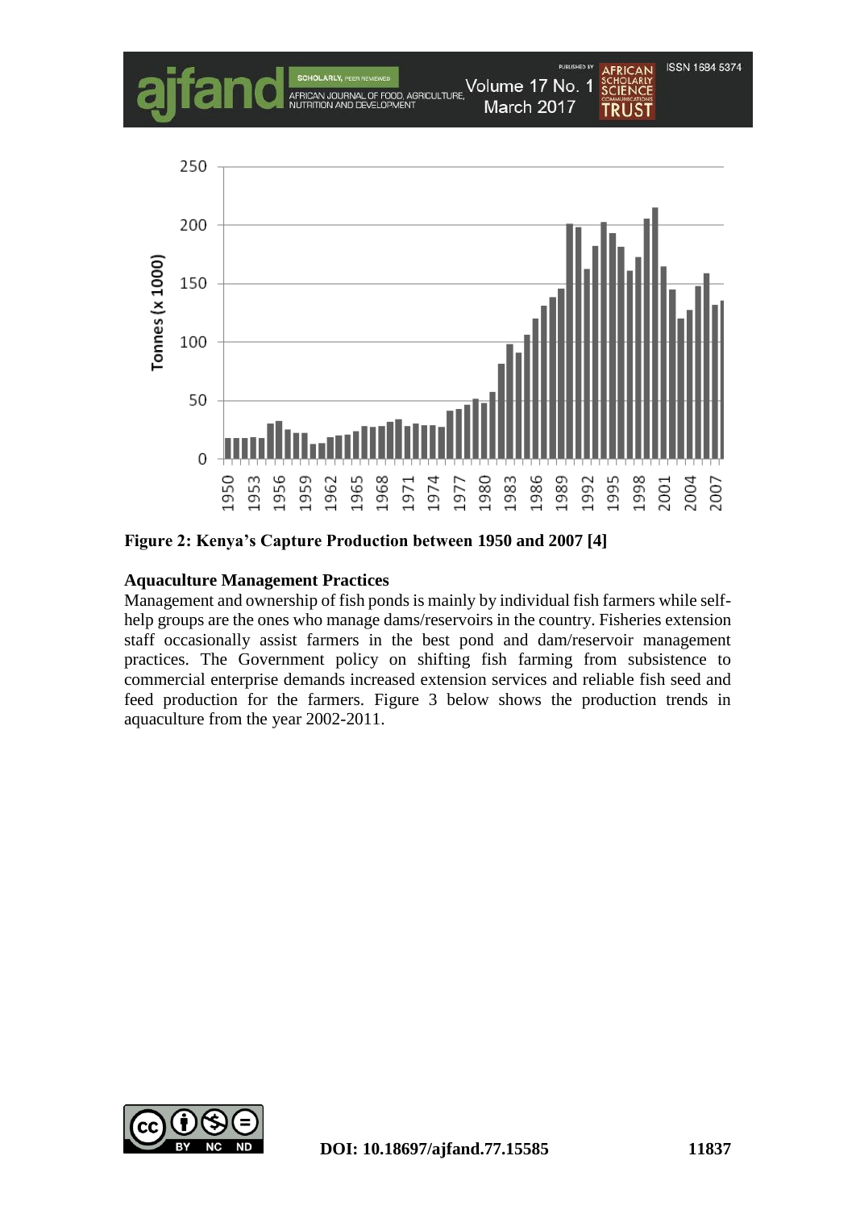Figure 2: Kenya's Capture Production between 1950 and 2007 [4]

**Aquaculture Management Practices**

Management and ownership of fish ponds is mainly by individual fish farmers while self-help groups are the ones who manage dams/reservoirs in the country. Fisheries extension staff occasionally assist farmers in the best pond and dam/reservoir management practices. The Government policy on shifting fish farming from subsistence to commercial enterprise demands increased extension services and reliable fish seed and feed production for the farmers. Figure 3 below shows the production trends in aquaculture from the year 2002-2011.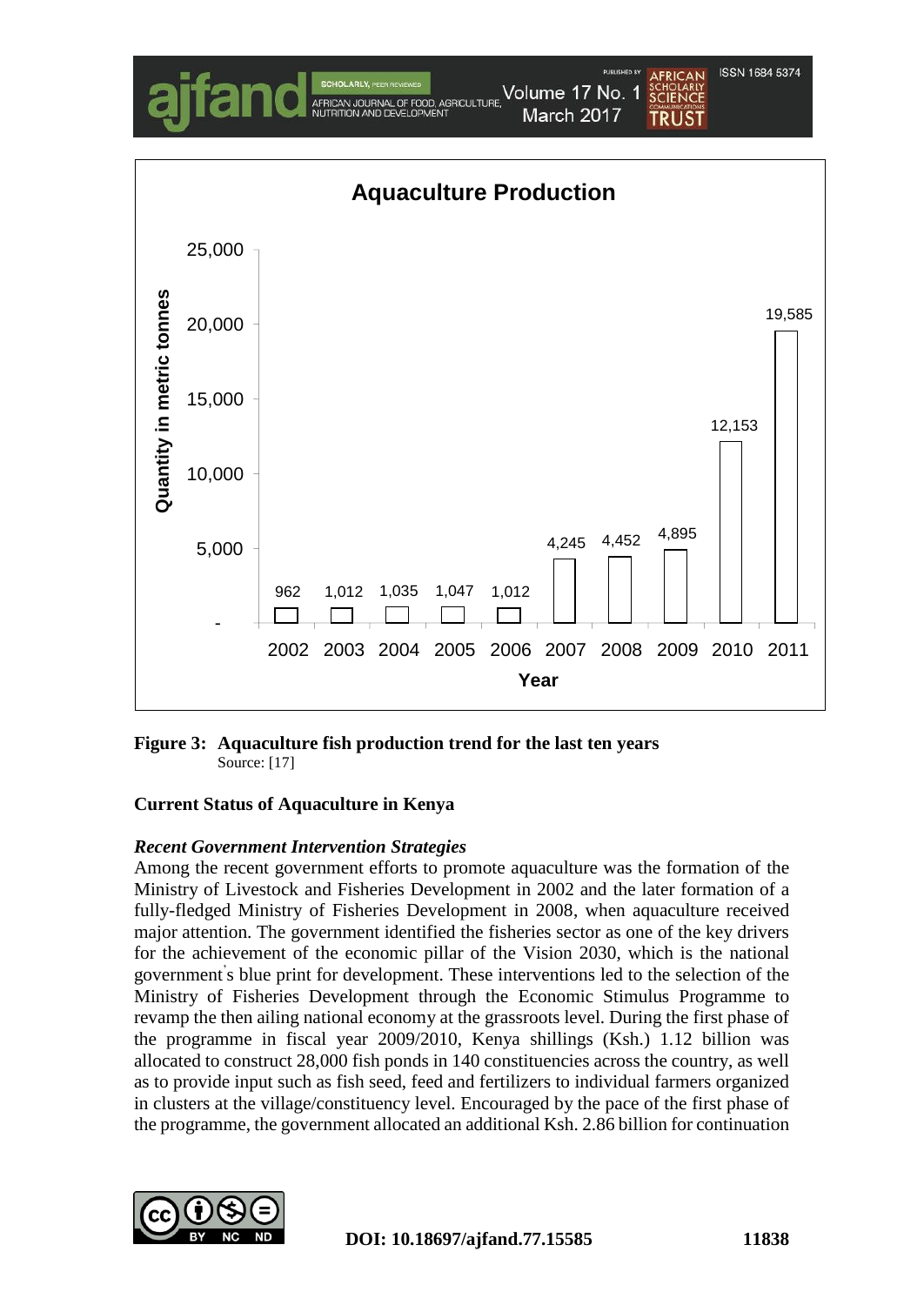**Figure 3: Aquaculture fish production trend for the last ten years**
Source: [17]

**Current Status of Aquaculture in Kenya**

***Recent Government Intervention Strategies***

Among the recent government efforts to promote aquaculture was the formation of the Ministry of Livestock and Fisheries Development in 2002 and the later formation of a fully-fledged Ministry of Fisheries Development in 2008, when aquaculture received major attention. The government identified the fisheries sector as one of the key drivers for the achievement of the economic pillar of the Vision 2030, which is the national government's blue print for development. These interventions led to the selection of the Ministry of Fisheries Development through the Economic Stimulus Programme to revamp the then ailing national economy at the grassroots level. During the first phase of the programme in fiscal year 2009/2010, Kenya shillings (Ksh.) 1.12 billion was allocated to construct 28,000 fish ponds in 140 constituencies across the country, as well as to provide input such as fish seed, feed and fertilizers to individual farmers organized in clusters at the village/constituency level. Encouraged by the pace of the first phase of the programme, the government allocated an additional Ksh. 2.86 billion for continuation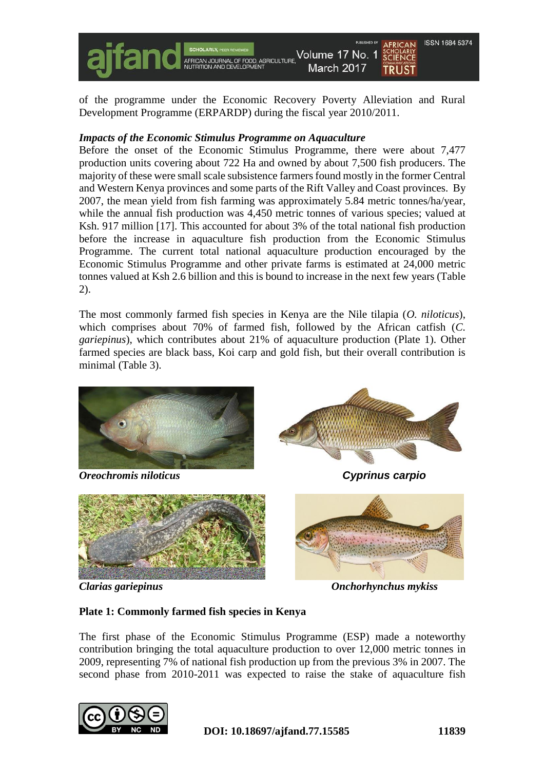of the programme under the Economic Recovery Poverty Alleviation and Rural Development Programme (ERPARDP) during the fiscal year 2010/2011.

***Impacts of the Economic Stimulus Programme on Aquaculture***

Before the onset of the Economic Stimulus Programme, there were about 7,477 production units covering about 722 Ha and owned by about 7,500 fish producers. The majority of these were small scale subsistence farmers found mostly in the former Central and Western Kenya provinces and some parts of the Rift Valley and Coast provinces. By 2007, the mean yield from fish farming was approximately 5.84 metric tonnes/ha/year, while the annual fish production was 4,450 metric tonnes of various species; valued at Ksh. 917 million [17]. This accounted for about 3% of the total national fish production before the increase in aquaculture fish production from the Economic Stimulus Programme. The current total national aquaculture production encouraged by the Economic Stimulus Programme and other private farms is estimated at 24,000 metric tonnes valued at Ksh 2.6 billion and this is bound to increase in the next few years (Table 2).

The most commonly farmed fish species in Kenya are the Nile tilapia (*O. niloticus*), which comprises about 70% of farmed fish, followed by the African catfish (*C. gariepinus*), which contributes about 21% of aquaculture production (Plate 1). Other farmed species are black bass, Koi carp and gold fish, but their overall contribution is minimal (Table 3).

***Oreochromis niloticus*** ***Cyprinus carpio***

***Clarias gariepinus*** ***Onchorhynchus mykiss***

**Plate 1: Commonly farmed fish species in Kenya**

The first phase of the Economic Stimulus Programme (ESP) made a noteworthy contribution bringing the total aquaculture production to over 12,000 metric tonnes in 2009, representing 7% of national fish production up from the previous 3% in 2007. The second phase from 2010-2011 was expected to raise the stake of aquaculture fish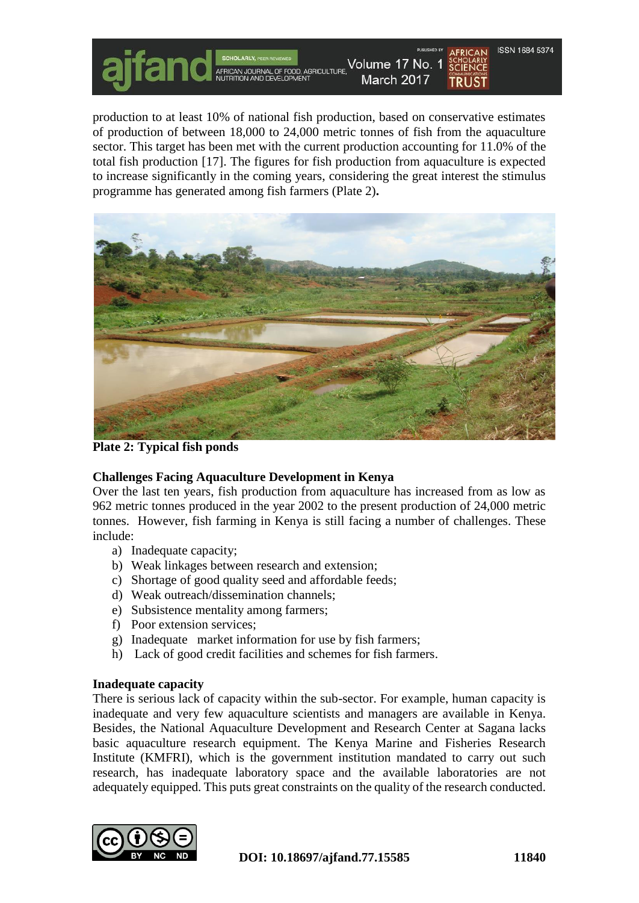production to at least 10% of national fish production, based on conservative estimates of production of between 18,000 to 24,000 metric tonnes of fish from the aquaculture sector. This target has been met with the current production accounting for 11.0% of the total fish production [17]. The figures for fish production from aquaculture is expected to increase significantly in the coming years, considering the great interest the stimulus programme has generated among fish farmers (Plate 2).

**Plate 2: Typical fish ponds**

**Challenges Facing Aquaculture Development in Kenya**

Over the last ten years, fish production from aquaculture has increased from as low as 962 metric tonnes produced in the year 2002 to the present production of 24,000 metric tonnes. However, fish farming in Kenya is still facing a number of challenges. These include:

a) Inadequate capacity;
b) Weak linkages between research and extension;
c) Shortage of good quality seed and affordable feeds;
d) Weak outreach/dissemination channels;
e) Subsistence mentality among farmers;
f) Poor extension services;
g) Inadequate market information for use by fish farmers;
h) Lack of good credit facilities and schemes for fish farmers.

**Inadequate capacity**

There is serious lack of capacity within the sub-sector. For example, human capacity is inadequate and very few aquaculture scientists and managers are available in Kenya. Besides, the National Aquaculture Development and Research Center at Sagana lacks basic aquaculture research equipment. The Kenya Marine and Fisheries Research Institute (KMFRI), which is the government institution mandated to carry out such research, has inadequate laboratory space and the available laboratories are not adequately equipped. This puts great constraints on the quality of the research conducted.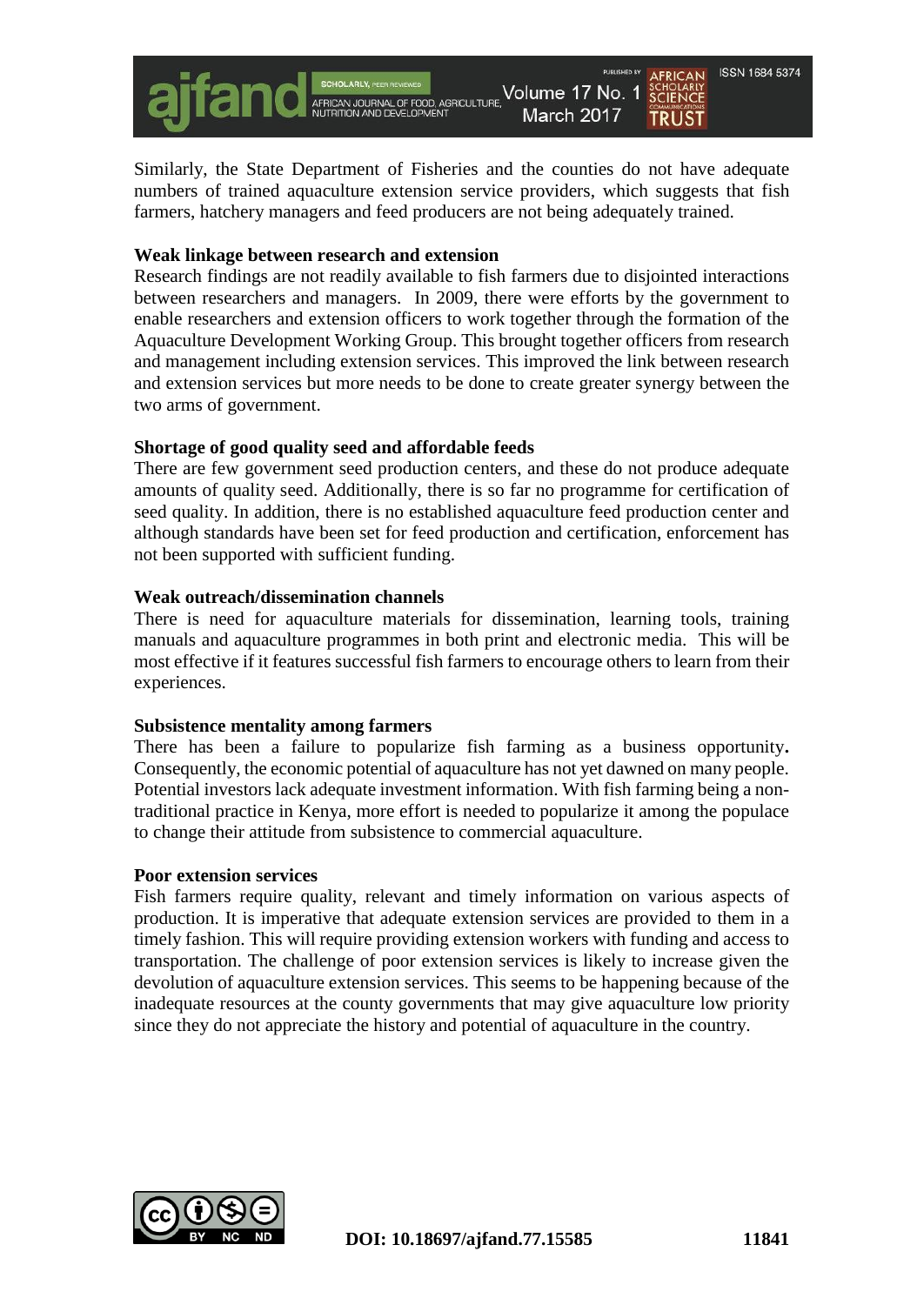Similarly, the State Department of Fisheries and the counties do not have adequate numbers of trained aquaculture extension service providers, which suggests that fish farmers, hatchery managers and feed producers are not being adequately trained.

**Weak linkage between research and extension**

Research findings are not readily available to fish farmers due to disjointed interactions between researchers and managers. In 2009, there were efforts by the government to enable researchers and extension officers to work together through the formation of the Aquaculture Development Working Group. This brought together officers from research and management including extension services. This improved the link between research and extension services but more needs to be done to create greater synergy between the two arms of government.

**Shortage of good quality seed and affordable feeds**

There are few government seed production centers, and these do not produce adequate amounts of quality seed. Additionally, there is so far no programme for certification of seed quality. In addition, there is no established aquaculture feed production center and although standards have been set for feed production and certification, enforcement has not been supported with sufficient funding.

**Weak outreach/dissemination channels**

There is need for aquaculture materials for dissemination, learning tools, training manuals and aquaculture programmes in both print and electronic media. This will be most effective if it features successful fish farmers to encourage others to learn from their experiences.

**Subsistence mentality among farmers**

There has been a failure to popularize fish farming as a business opportunity**.** Consequently, the economic potential of aquaculture has not yet dawned on many people. Potential investors lack adequate investment information. With fish farming being a non-traditional practice in Kenya, more effort is needed to popularize it among the populace to change their attitude from subsistence to commercial aquaculture.

**Poor extension services**

Fish farmers require quality, relevant and timely information on various aspects of production. It is imperative that adequate extension services are provided to them in a timely fashion. This will require providing extension workers with funding and access to transportation. The challenge of poor extension services is likely to increase given the devolution of aquaculture extension services. This seems to be happening because of the inadequate resources at the county governments that may give aquaculture low priority since they do not appreciate the history and potential of aquaculture in the country.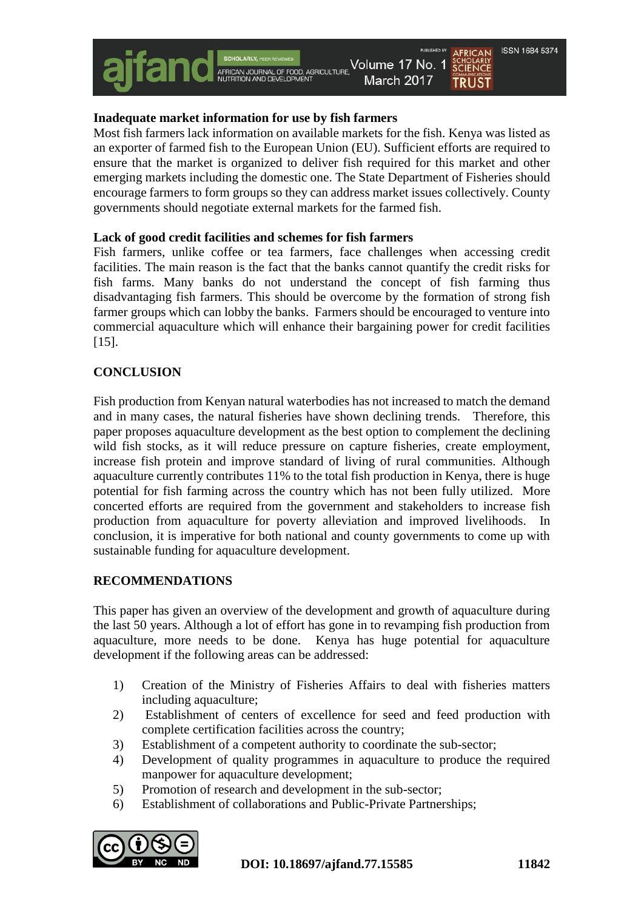**Inadequate market information for use by fish farmers**

Most fish farmers lack information on available markets for the fish. Kenya was listed as an exporter of farmed fish to the European Union (EU). Sufficient efforts are required to ensure that the market is organized to deliver fish required for this market and other emerging markets including the domestic one. The State Department of Fisheries should encourage farmers to form groups so they can address market issues collectively. County governments should negotiate external markets for the farmed fish.

**Lack of good credit facilities and schemes for fish farmers**

Fish farmers, unlike coffee or tea farmers, face challenges when accessing credit facilities. The main reason is the fact that the banks cannot quantify the credit risks for fish farms. Many banks do not understand the concept of fish farming thus disadvantaging fish farmers. This should be overcome by the formation of strong fish farmer groups which can lobby the banks. Farmers should be encouraged to venture into commercial aquaculture which will enhance their bargaining power for credit facilities [15].

## CONCLUSION

Fish production from Kenyan natural waterbodies has not increased to match the demand and in many cases, the natural fisheries have shown declining trends. Therefore, this paper proposes aquaculture development as the best option to complement the declining wild fish stocks, as it will reduce pressure on capture fisheries, create employment, increase fish protein and improve standard of living of rural communities. Although aquaculture currently contributes 11% to the total fish production in Kenya, there is huge potential for fish farming across the country which has not been fully utilized. More concerted efforts are required from the government and stakeholders to increase fish production from aquaculture for poverty alleviation and improved livelihoods. In conclusion, it is imperative for both national and county governments to come up with sustainable funding for aquaculture development.

## RECOMMENDATIONS

This paper has given an overview of the development and growth of aquaculture during the last 50 years. Although a lot of effort has gone in to revamping fish production from aquaculture, more needs to be done. Kenya has huge potential for aquaculture development if the following areas can be addressed:

1) Creation of the Ministry of Fisheries Affairs to deal with fisheries matters including aquaculture;
2) Establishment of centers of excellence for seed and feed production with complete certification facilities across the country;
3) Establishment of a competent authority to coordinate the sub-sector;
4) Development of quality programmes in aquaculture to produce the required manpower for aquaculture development;
5) Promotion of research and development in the sub-sector;
6) Establishment of collaborations and Public-Private Partnerships;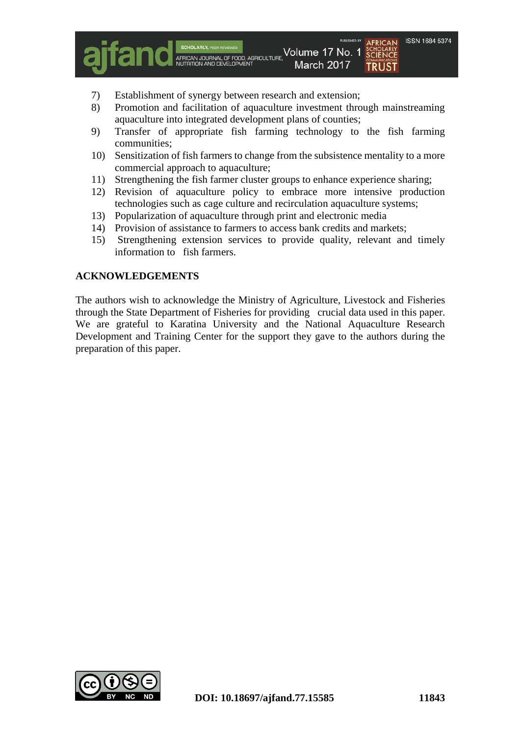7) Establishment of synergy between research and extension;
8) Promotion and facilitation of aquaculture investment through mainstreaming aquaculture into integrated development plans of counties;
9) Transfer of appropriate fish farming technology to the fish farming communities;
10) Sensitization of fish farmers to change from the subsistence mentality to a more commercial approach to aquaculture;
11) Strengthening the fish farmer cluster groups to enhance experience sharing;
12) Revision of aquaculture policy to embrace more intensive production technologies such as cage culture and recirculation aquaculture systems;
13) Popularization of aquaculture through print and electronic media
14) Provision of assistance to farmers to access bank credits and markets;
15) Strengthening extension services to provide quality, relevant and timely information to fish farmers.

## ACKNOWLEDGEMENTS

The authors wish to acknowledge the Ministry of Agriculture, Livestock and Fisheries through the State Department of Fisheries for providing crucial data used in this paper. We are grateful to Karatina University and the National Aquaculture Research Development and Training Center for the support they gave to the authors during the preparation of this paper.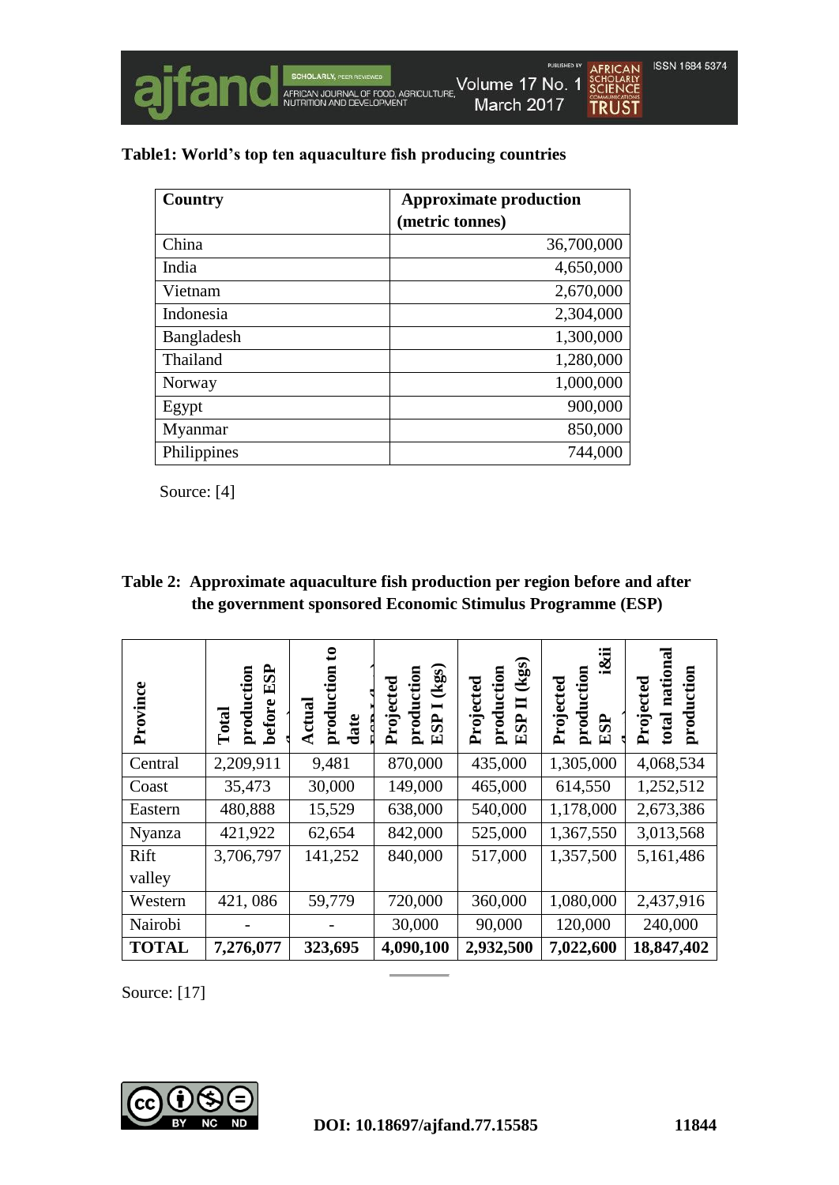**Table1: World's top ten aquaculture fish producing countries**

| Country | Approximate production (metric tonnes) |
|---|---|
| China | 36,700,000 |
| India | 4,650,000 |
| Vietnam | 2,670,000 |
| Indonesia | 2,304,000 |
| Bangladesh | 1,300,000 |
| Thailand | 1,280,000 |
| Norway | 1,000,000 |
| Egypt | 900,000 |
| Myanmar | 850,000 |
| Philippines | 744,000 |

Source: [4]

**Table 2: Approximate aquaculture fish production per region before and after the government sponsored Economic Stimulus Programme (ESP)**

| Province | Total production before ESP | Actual production to date ESP I (...) | Projected production ESP I (kgs) | Projected production ESP II (kgs) | Projected production ESP i&ii | Projected total national production |
|---|---|---|---|---|---|---|
| Central | 2,209,911 | 9,481 | 870,000 | 435,000 | 1,305,000 | 4,068,534 |
| Coast | 35,473 | 30,000 | 149,000 | 465,000 | 614,550 | 1,252,512 |
| Eastern | 480,888 | 15,529 | 638,000 | 540,000 | 1,178,000 | 2,673,386 |
| Nyanza | 421,922 | 62,654 | 842,000 | 525,000 | 1,367,550 | 3,013,568 |
| Rift valley | 3,706,797 | 141,252 | 840,000 | 517,000 | 1,357,500 | 5,161,486 |
| Western | 421, 086 | 59,779 | 720,000 | 360,000 | 1,080,000 | 2,437,916 |
| Nairobi | - | - | 30,000 | 90,000 | 120,000 | 240,000 |
| **TOTAL** | **7,276,077** | **323,695** | **4,090,100** | **2,932,500** | **7,022,600** | **18,847,402** |

Source: [17]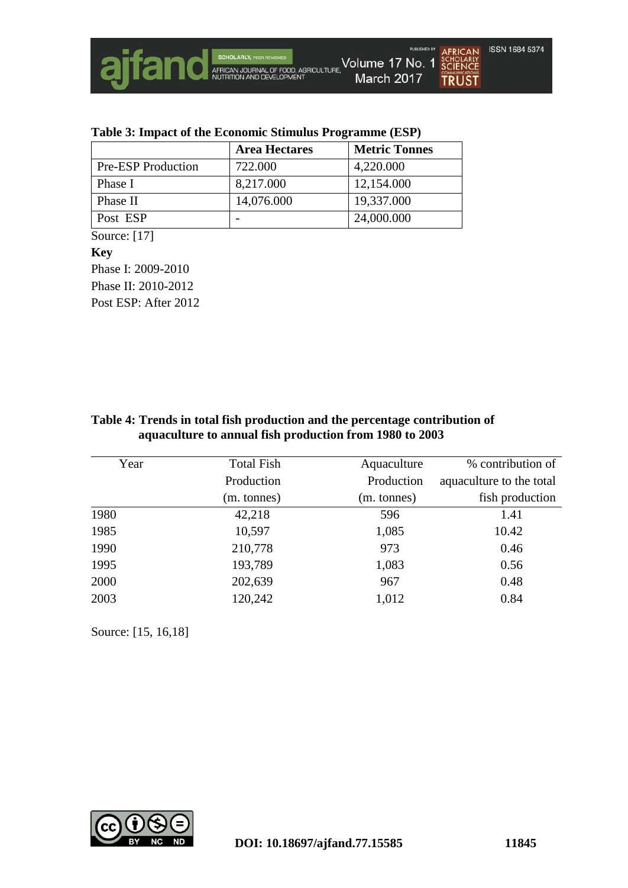**Table 3: Impact of the Economic Stimulus Programme (ESP)**

| | Area Hectares | Metric Tonnes |
|---|---|---|
| Pre-ESP Production | 722.000 | 4,220.000 |
| Phase I | 8,217.000 | 12,154.000 |
| Phase II | 14,076.000 | 19,337.000 |
| Post ESP | - | 24,000.000 |

Source: [17]

**Key**

Phase I: 2009-2010

Phase II: 2010-2012

Post ESP: After 2012

**Table 4: Trends in total fish production and the percentage contribution of aquaculture to annual fish production from 1980 to 2003**

| Year | Total Fish Production (m. tonnes) | Aquaculture Production (m. tonnes) | % contribution of aquaculture to the total fish production |
|---|---|---|---|
| 1980 | 42,218 | 596 | 1.41 |
| 1985 | 10,597 | 1,085 | 10.42 |
| 1990 | 210,778 | 973 | 0.46 |
| 1995 | 193,789 | 1,083 | 0.56 |
| 2000 | 202,639 | 967 | 0.48 |
| 2003 | 120,242 | 1,012 | 0.84 |

Source: [15, 16,18]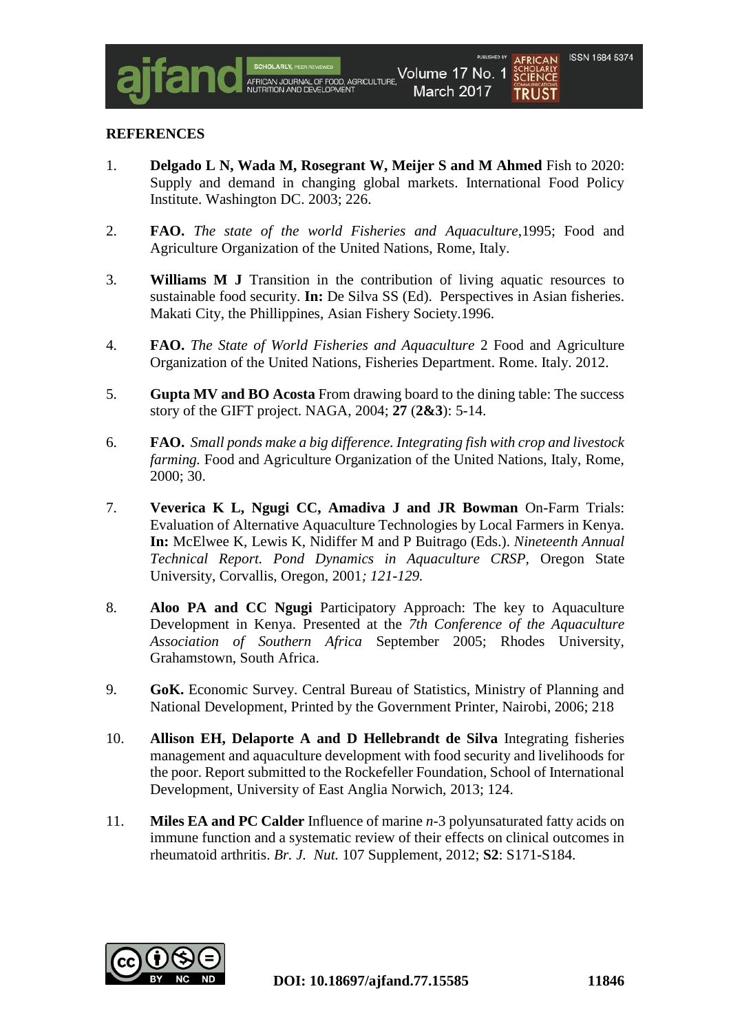**REFERENCES**

1. **Delgado L N, Wada M, Rosegrant W, Meijer S and M Ahmed** Fish to 2020: Supply and demand in changing global markets. International Food Policy Institute. Washington DC. 2003; 226.

2. **FAO.** *The state of the world Fisheries and Aquaculture*,1995; Food and Agriculture Organization of the United Nations, Rome, Italy.

3. **Williams M J** Transition in the contribution of living aquatic resources to sustainable food security. **In:** De Silva SS (Ed). Perspectives in Asian fisheries. Makati City, the Phillippines, Asian Fishery Society.1996.

4. **FAO.** *The State of World Fisheries and Aquaculture* 2 Food and Agriculture Organization of the United Nations, Fisheries Department. Rome. Italy. 2012.

5. **Gupta MV and BO Acosta** From drawing board to the dining table: The success story of the GIFT project. NAGA, 2004; **27** (**2&3**): 5-14.

6. **FAO.** *Small ponds make a big difference. Integrating fish with crop and livestock farming.* Food and Agriculture Organization of the United Nations, Italy, Rome, 2000; 30.

7. **Veverica K L, Ngugi CC, Amadiva J and JR Bowman** On-Farm Trials: Evaluation of Alternative Aquaculture Technologies by Local Farmers in Kenya. **In:** McElwee K, Lewis K, Nidiffer M and P Buitrago (Eds.). *Nineteenth Annual Technical Report. Pond Dynamics in Aquaculture CRSP*, Oregon State University, Corvallis, Oregon, 2001*; 121-129.*

8. **Aloo PA and CC Ngugi** Participatory Approach: The key to Aquaculture Development in Kenya. Presented at the *7th Conference of the Aquaculture Association of Southern Africa* September 2005; Rhodes University, Grahamstown, South Africa.

9. **GoK.** Economic Survey. Central Bureau of Statistics, Ministry of Planning and National Development, Printed by the Government Printer, Nairobi, 2006; 218

10. **Allison EH, Delaporte A and D Hellebrandt de Silva** Integrating fisheries management and aquaculture development with food security and livelihoods for the poor. Report submitted to the Rockefeller Foundation, School of International Development, University of East Anglia Norwich, 2013; 124.

11. **Miles EA and PC Calder** Influence of marine *n*-3 polyunsaturated fatty acids on immune function and a systematic review of their effects on clinical outcomes in rheumatoid arthritis. *Br. J. Nut.* 107 Supplement, 2012; **S2**: S171-S184.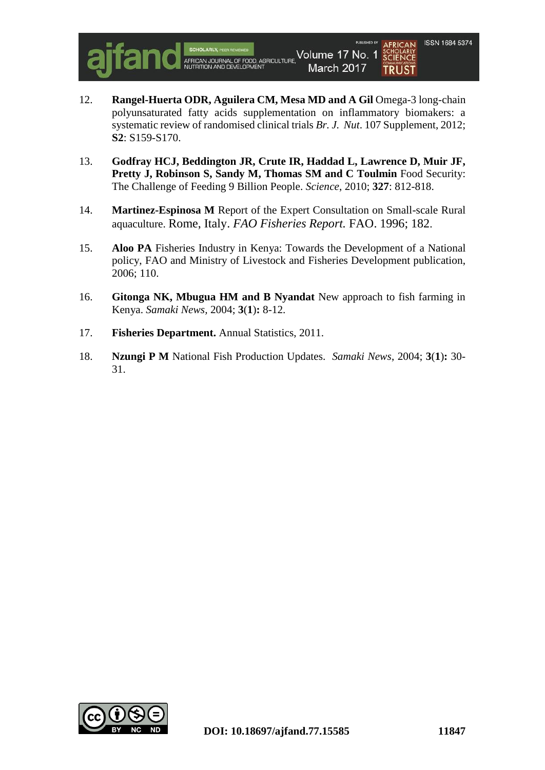12. **Rangel-Huerta ODR, Aguilera CM, Mesa MD and A Gil** Omega-3 long-chain polyunsaturated fatty acids supplementation on inflammatory biomakers: a systematic review of randomised clinical trials *Br. J. Nut*. 107 Supplement, 2012; **S2**: S159-S170.

13. **Godfray HCJ, Beddington JR, Crute IR, Haddad L, Lawrence D, Muir JF, Pretty J, Robinson S, Sandy M, Thomas SM and C Toulmin** Food Security: The Challenge of Feeding 9 Billion People. *Science*, 2010; **327**: 812-818.

14. **Martinez-Espinosa M** Report of the Expert Consultation on Small-scale Rural aquaculture. Rome, Italy. *FAO Fisheries Report.* FAO. 1996; 182.

15. **Aloo PA** Fisheries Industry in Kenya: Towards the Development of a National policy, FAO and Ministry of Livestock and Fisheries Development publication, 2006; 110.

16. **Gitonga NK, Mbugua HM and B Nyandat** New approach to fish farming in Kenya. *Samaki News*, 2004; **3**(**1**)**:** 8-12.

17. **Fisheries Department.** Annual Statistics, 2011.

18. **Nzungi P M** National Fish Production Updates. *Samaki News*, 2004; **3**(**1**)**:** 30-31.